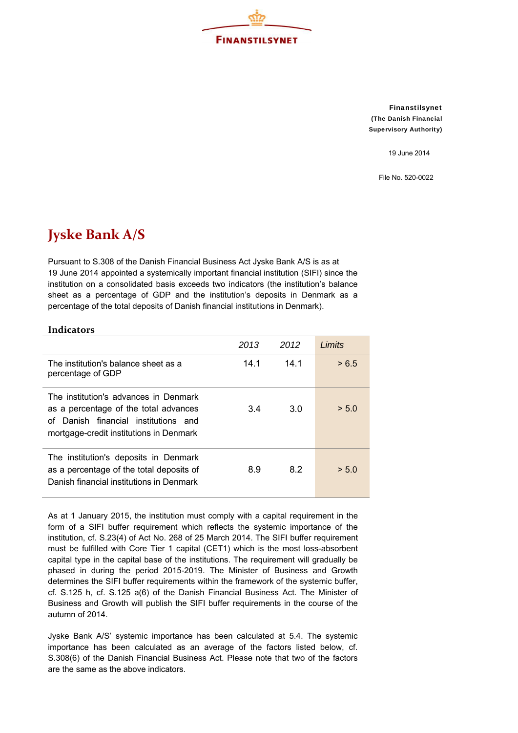FINANSTILSYNET

**Finanstilsynet**
**(The Danish Financial Supervisory Authority)**

19 June 2014

File No. 520-0022

# Jyske Bank A/S

Pursuant to S.308 of the Danish Financial Business Act Jyske Bank A/S is as at 19 June 2014 appointed a systemically important financial institution (SIFI) since the institution on a consolidated basis exceeds two indicators (the institution's balance sheet as a percentage of GDP and the institution's deposits in Denmark as a percentage of the total deposits of Danish financial institutions in Denmark).

## Indicators

| | *2013* | *2012* | *Limits* |
|---|---|---|---|
| The institution's balance sheet as a percentage of GDP | 14.1 | 14.1 | > 6.5 |
| The institution's advances in Denmark as a percentage of the total advances of Danish financial institutions and mortgage-credit institutions in Denmark | 3.4 | 3.0 | > 5.0 |
| The institution's deposits in Denmark as a percentage of the total deposits of Danish financial institutions in Denmark | 8.9 | 8.2 | > 5.0 |

As at 1 January 2015, the institution must comply with a capital requirement in the form of a SIFI buffer requirement which reflects the systemic importance of the institution, cf. S.23(4) of Act No. 268 of 25 March 2014. The SIFI buffer requirement must be fulfilled with Core Tier 1 capital (CET1) which is the most loss-absorbent capital type in the capital base of the institutions. The requirement will gradually be phased in during the period 2015-2019. The Minister of Business and Growth determines the SIFI buffer requirements within the framework of the systemic buffer, cf. S.125 h, cf. S.125 a(6) of the Danish Financial Business Act. The Minister of Business and Growth will publish the SIFI buffer requirements in the course of the autumn of 2014.

Jyske Bank A/S' systemic importance has been calculated at 5.4. The systemic importance has been calculated as an average of the factors listed below, cf. S.308(6) of the Danish Financial Business Act. Please note that two of the factors are the same as the above indicators.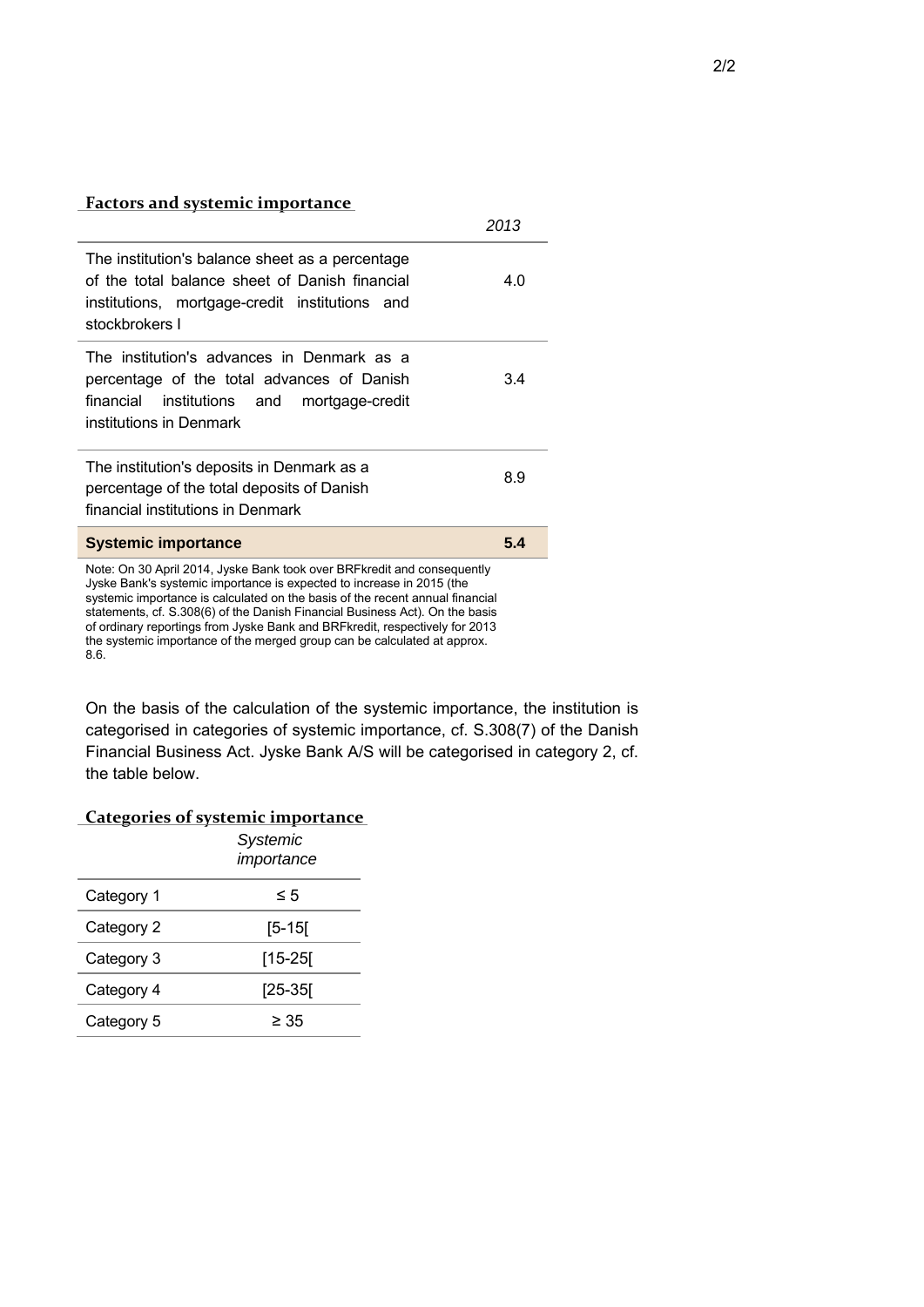### Factors and systemic importance

| | 2013 |
|---|---|
| The institution's balance sheet as a percentage of the total balance sheet of Danish financial institutions, mortgage-credit institutions and stockbrokers I | 4.0 |
| The institution's advances in Denmark as a percentage of the total advances of Danish financial institutions and mortgage-credit institutions in Denmark | 3.4 |
| The institution's deposits in Denmark as a percentage of the total deposits of Danish financial institutions in Denmark | 8.9 |
| **Systemic importance** | **5.4** |

Note: On 30 April 2014, Jyske Bank took over BRFkredit and consequently Jyske Bank's systemic importance is expected to increase in 2015 (the systemic importance is calculated on the basis of the recent annual financial statements, cf. S.308(6) of the Danish Financial Business Act). On the basis of ordinary reportings from Jyske Bank and BRFkredit, respectively for 2013 the systemic importance of the merged group can be calculated at approx. 8.6.

On the basis of the calculation of the systemic importance, the institution is categorised in categories of systemic importance, cf. S.308(7) of the Danish Financial Business Act. Jyske Bank A/S will be categorised in category 2, cf. the table below.

### Categories of systemic importance

| | Systemic importance |
|---|---|
| Category 1 | ≤ 5 |
| Category 2 | [5-15[ |
| Category 3 | [15-25[ |
| Category 4 | [25-35[ |
| Category 5 | ≥ 35 |